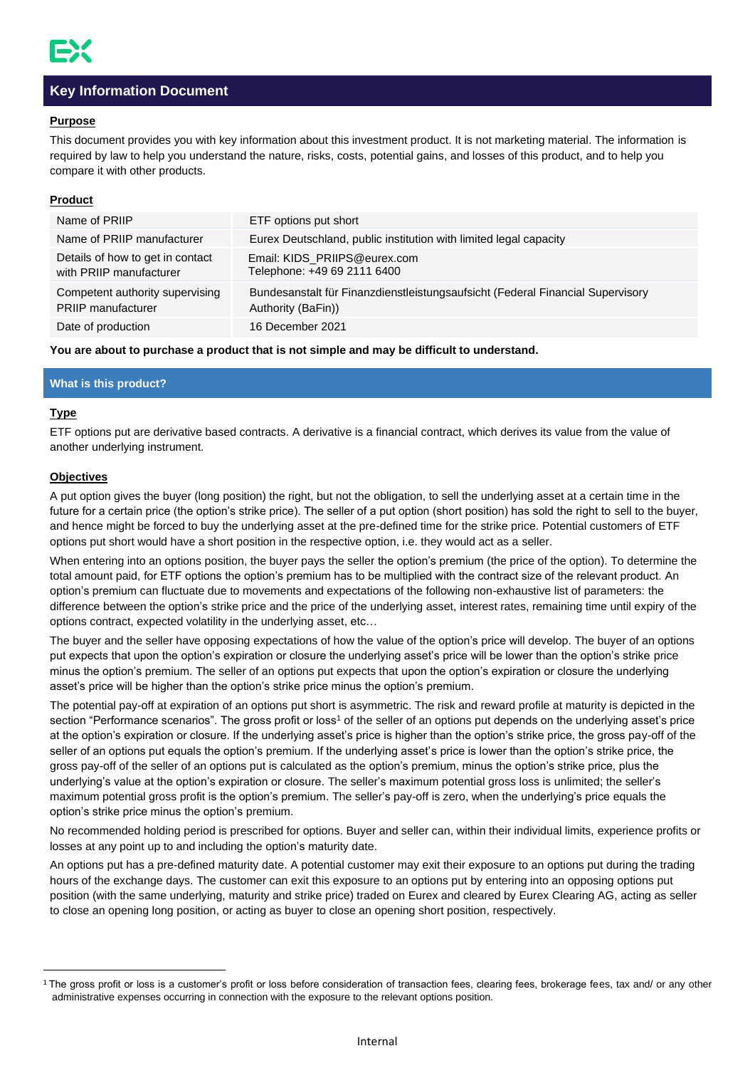# Key Information Document

### Purpose

This document provides you with key information about this investment product. It is not marketing material. The information is required by law to help you understand the nature, risks, costs, potential gains, and losses of this product, and to help you compare it with other products.

### Product

| | |
|---|---|
| Name of PRIIP | ETF options put short |
| Name of PRIIP manufacturer | Eurex Deutschland, public institution with limited legal capacity |
| Details of how to get in contact with PRIIP manufacturer | Email: KIDS_PRIIPS@eurex.com<br>Telephone: +49 69 2111 6400 |
| Competent authority supervising PRIIP manufacturer | Bundesanstalt für Finanzdienstleistungsaufsicht (Federal Financial Supervisory Authority (BaFin)) |
| Date of production | 16 December 2021 |

**You are about to purchase a product that is not simple and may be difficult to understand.**

## What is this product?

### Type

ETF options put are derivative based contracts. A derivative is a financial contract, which derives its value from the value of another underlying instrument.

### Objectives

A put option gives the buyer (long position) the right, but not the obligation, to sell the underlying asset at a certain time in the future for a certain price (the option's strike price). The seller of a put option (short position) has sold the right to sell to the buyer, and hence might be forced to buy the underlying asset at the pre-defined time for the strike price. Potential customers of ETF options put short would have a short position in the respective option, i.e. they would act as a seller.

When entering into an options position, the buyer pays the seller the option's premium (the price of the option). To determine the total amount paid, for ETF options the option's premium has to be multiplied with the contract size of the relevant product. An option's premium can fluctuate due to movements and expectations of the following non-exhaustive list of parameters: the difference between the option's strike price and the price of the underlying asset, interest rates, remaining time until expiry of the options contract, expected volatility in the underlying asset, etc…

The buyer and the seller have opposing expectations of how the value of the option's price will develop. The buyer of an options put expects that upon the option's expiration or closure the underlying asset's price will be lower than the option's strike price minus the option's premium. The seller of an options put expects that upon the option's expiration or closure the underlying asset's price will be higher than the option's strike price minus the option's premium.

The potential pay-off at expiration of an options put short is asymmetric. The risk and reward profile at maturity is depicted in the section "Performance scenarios". The gross profit or loss[1] of the seller of an options put depends on the underlying asset's price at the option's expiration or closure. If the underlying asset's price is higher than the option's strike price, the gross pay-off of the seller of an options put equals the option's premium. If the underlying asset's price is lower than the option's strike price, the gross pay-off of the seller of an options put is calculated as the option's premium, minus the option's strike price, plus the underlying's value at the option's expiration or closure. The seller's maximum potential gross loss is unlimited; the seller's maximum potential gross profit is the option's premium. The seller's pay-off is zero, when the underlying's price equals the option's strike price minus the option's premium.

No recommended holding period is prescribed for options. Buyer and seller can, within their individual limits, experience profits or losses at any point up to and including the option's maturity date.

An options put has a pre-defined maturity date. A potential customer may exit their exposure to an options put during the trading hours of the exchange days. The customer can exit this exposure to an options put by entering into an opposing options put position (with the same underlying, maturity and strike price) traded on Eurex and cleared by Eurex Clearing AG, acting as seller to close an opening long position, or acting as buyer to close an opening short position, respectively.

---

[1] The gross profit or loss is a customer's profit or loss before consideration of transaction fees, clearing fees, brokerage fees, tax and/ or any other administrative expenses occurring in connection with the exposure to the relevant options position.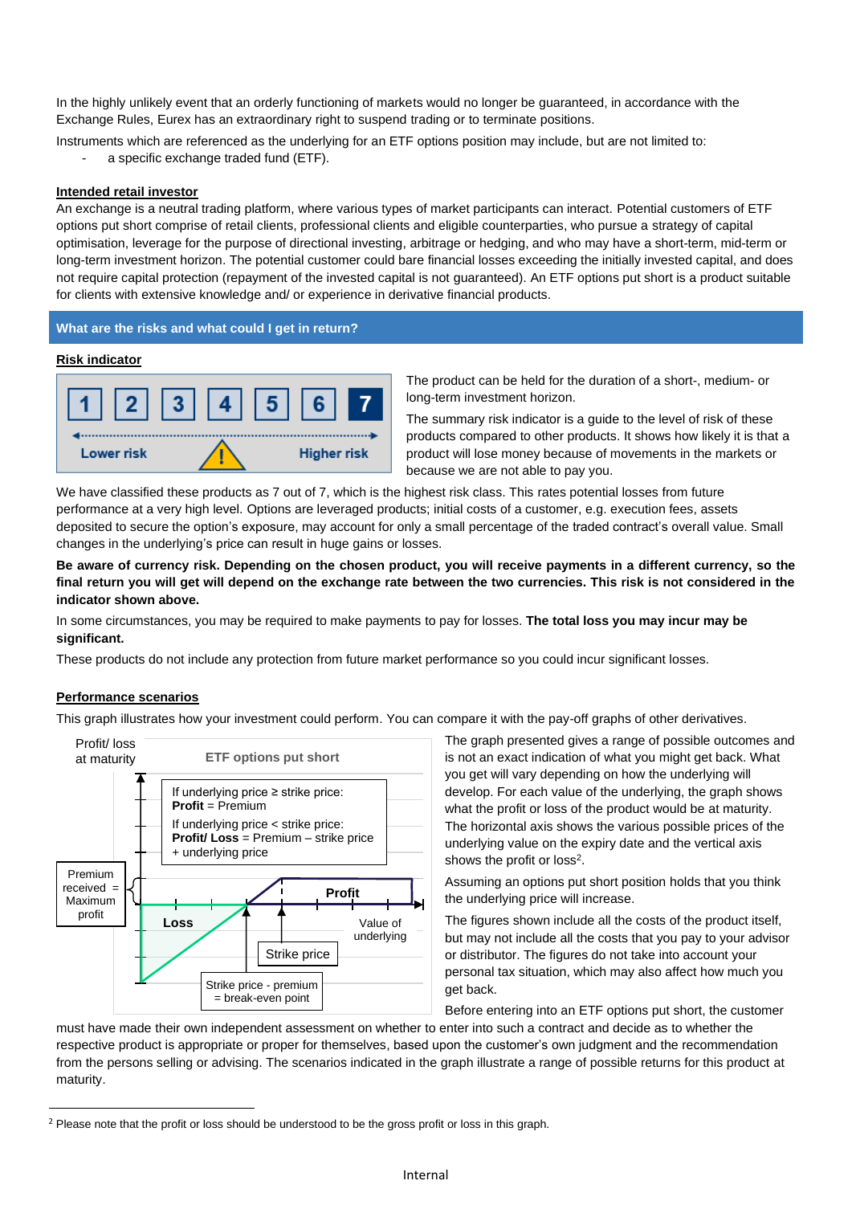In the highly unlikely event that an orderly functioning of markets would no longer be guaranteed, in accordance with the Exchange Rules, Eurex has an extraordinary right to suspend trading or to terminate positions.

Instruments which are referenced as the underlying for an ETF options position may include, but are not limited to:

- a specific exchange traded fund (ETF).

**Intended retail investor**

An exchange is a neutral trading platform, where various types of market participants can interact. Potential customers of ETF options put short comprise of retail clients, professional clients and eligible counterparties, who pursue a strategy of capital optimisation, leverage for the purpose of directional investing, arbitrage or hedging, and who may have a short-term, mid-term or long-term investment horizon. The potential customer could bare financial losses exceeding the initially invested capital, and does not require capital protection (repayment of the invested capital is not guaranteed). An ETF options put short is a product suitable for clients with extensive knowledge and/ or experience in derivative financial products.

## What are the risks and what could I get in return?

**Risk indicator**

1 2 3 4 5 6 **7**

Lower risk — Higher risk

The product can be held for the duration of a short-, medium- or long-term investment horizon.

The summary risk indicator is a guide to the level of risk of these products compared to other products. It shows how likely it is that a product will lose money because of movements in the markets or because we are not able to pay you.

We have classified these products as 7 out of 7, which is the highest risk class. This rates potential losses from future performance at a very high level. Options are leveraged products; initial costs of a customer, e.g. execution fees, assets deposited to secure the option's exposure, may account for only a small percentage of the traded contract's overall value. Small changes in the underlying's price can result in huge gains or losses.

**Be aware of currency risk. Depending on the chosen product, you will receive payments in a different currency, so the final return you will get will depend on the exchange rate between the two currencies. This risk is not considered in the indicator shown above.**

In some circumstances, you may be required to make payments to pay for losses. **The total loss you may incur may be significant.**

These products do not include any protection from future market performance so you could incur significant losses.

**Performance scenarios**

This graph illustrates how your investment could perform. You can compare it with the pay-off graphs of other derivatives.

Profit/ loss at maturity

ETF options put short

If underlying price ≥ strike price:
**Profit** = Premium

If underlying price < strike price:
**Profit/ Loss** = Premium – strike price + underlying price

Premium received = Maximum profit

Profit

Loss

Value of underlying

Strike price

Strike price - premium = break-even point

The graph presented gives a range of possible outcomes and is not an exact indication of what you might get back. What you get will vary depending on how the underlying will develop. For each value of the underlying, the graph shows what the profit or loss of the product would be at maturity. The horizontal axis shows the various possible prices of the underlying value on the expiry date and the vertical axis shows the profit or loss[2].

Assuming an options put short position holds that you think the underlying price will increase.

The figures shown include all the costs of the product itself, but may not include all the costs that you pay to your advisor or distributor. The figures do not take into account your personal tax situation, which may also affect how much you get back.

Before entering into an ETF options put short, the customer must have made their own independent assessment on whether to enter into such a contract and decide as to whether the respective product is appropriate or proper for themselves, based upon the customer's own judgment and the recommendation from the persons selling or advising. The scenarios indicated in the graph illustrate a range of possible returns for this product at maturity.

[2] Please note that the profit or loss should be understood to be the gross profit or loss in this graph.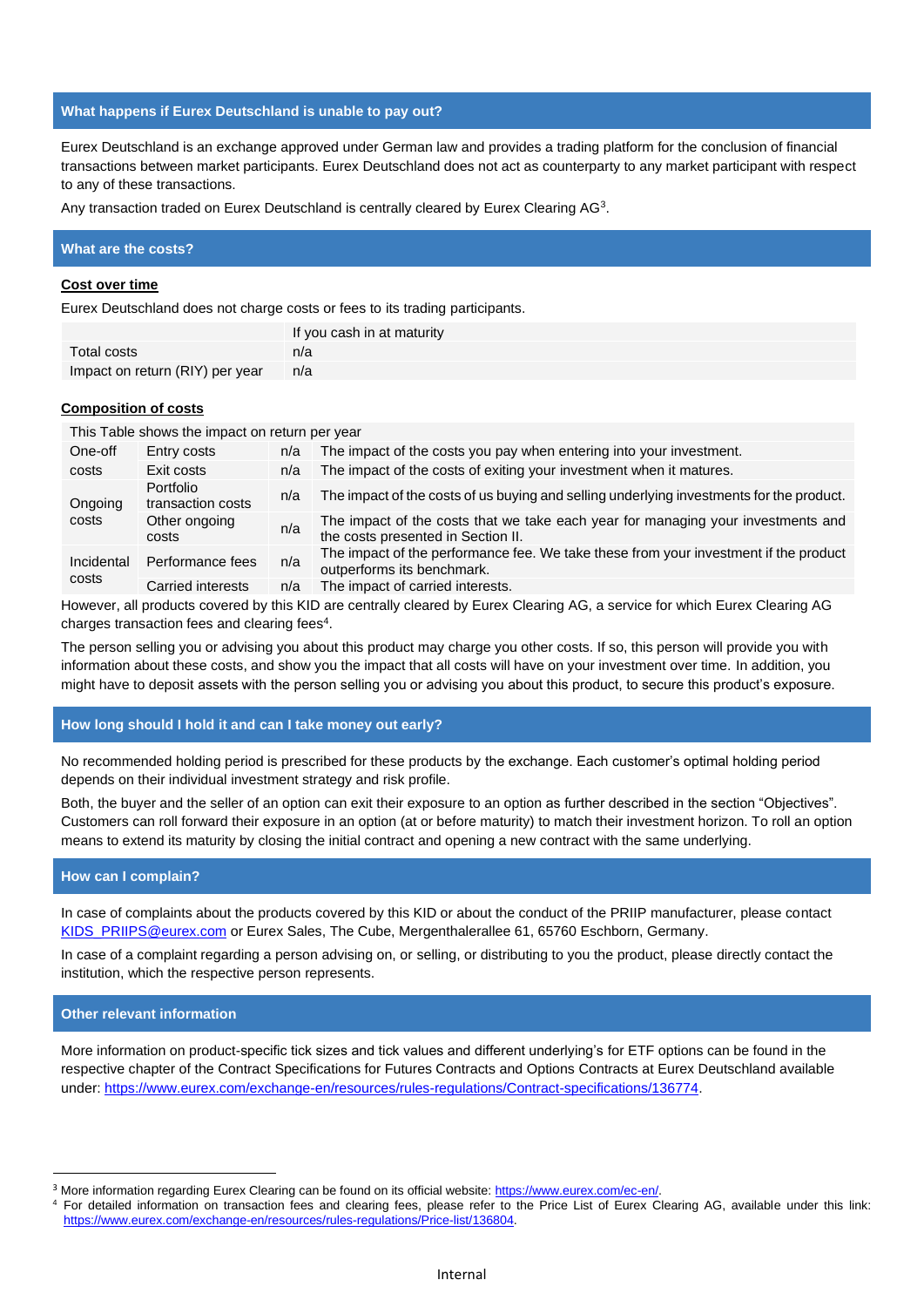## What happens if Eurex Deutschland is unable to pay out?

Eurex Deutschland is an exchange approved under German law and provides a trading platform for the conclusion of financial transactions between market participants. Eurex Deutschland does not act as counterparty to any market participant with respect to any of these transactions.

Any transaction traded on Eurex Deutschland is centrally cleared by Eurex Clearing AG[3].

## What are the costs?

**Cost over time**

Eurex Deutschland does not charge costs or fees to its trading participants.

| | If you cash in at maturity |
|---|---|
| Total costs | n/a |
| Impact on return (RIY) per year | n/a |

**Composition of costs**

| This Table shows the impact on return per year | | | |
|---|---|---|---|
| One-off costs | Entry costs | n/a | The impact of the costs you pay when entering into your investment. |
| | Exit costs | n/a | The impact of the costs of exiting your investment when it matures. |
| Ongoing costs | Portfolio transaction costs | n/a | The impact of the costs of us buying and selling underlying investments for the product. |
| | Other ongoing costs | n/a | The impact of the costs that we take each year for managing your investments and the costs presented in Section II. |
| Incidental costs | Performance fees | n/a | The impact of the performance fee. We take these from your investment if the product outperforms its benchmark. |
| | Carried interests | n/a | The impact of carried interests. |

However, all products covered by this KID are centrally cleared by Eurex Clearing AG, a service for which Eurex Clearing AG charges transaction fees and clearing fees[4].

The person selling you or advising you about this product may charge you other costs. If so, this person will provide you with information about these costs, and show you the impact that all costs will have on your investment over time. In addition, you might have to deposit assets with the person selling you or advising you about this product, to secure this product's exposure.

## How long should I hold it and can I take money out early?

No recommended holding period is prescribed for these products by the exchange. Each customer's optimal holding period depends on their individual investment strategy and risk profile.

Both, the buyer and the seller of an option can exit their exposure to an option as further described in the section "Objectives". Customers can roll forward their exposure in an option (at or before maturity) to match their investment horizon. To roll an option means to extend its maturity by closing the initial contract and opening a new contract with the same underlying.

## How can I complain?

In case of complaints about the products covered by this KID or about the conduct of the PRIIP manufacturer, please contact KIDS_PRIIPS@eurex.com or Eurex Sales, The Cube, Mergenthaleralle 61, 65760 Eschborn, Germany.

In case of a complaint regarding a person advising on, or selling, or distributing to you the product, please directly contact the institution, which the respective person represents.

## Other relevant information

More information on product-specific tick sizes and tick values and different underlying's for ETF options can be found in the respective chapter of the Contract Specifications for Futures Contracts and Options Contracts at Eurex Deutschland available under: https://www.eurex.com/exchange-en/resources/rules-regulations/Contract-specifications/136774.

---

[3] More information regarding Eurex Clearing can be found on its official website: https://www.eurex.com/ec-en/.

[4] For detailed information on transaction fees and clearing fees, please refer to the Price List of Eurex Clearing AG, available under this link: https://www.eurex.com/exchange-en/resources/rules-regulations/Price-list/136804.

Internal